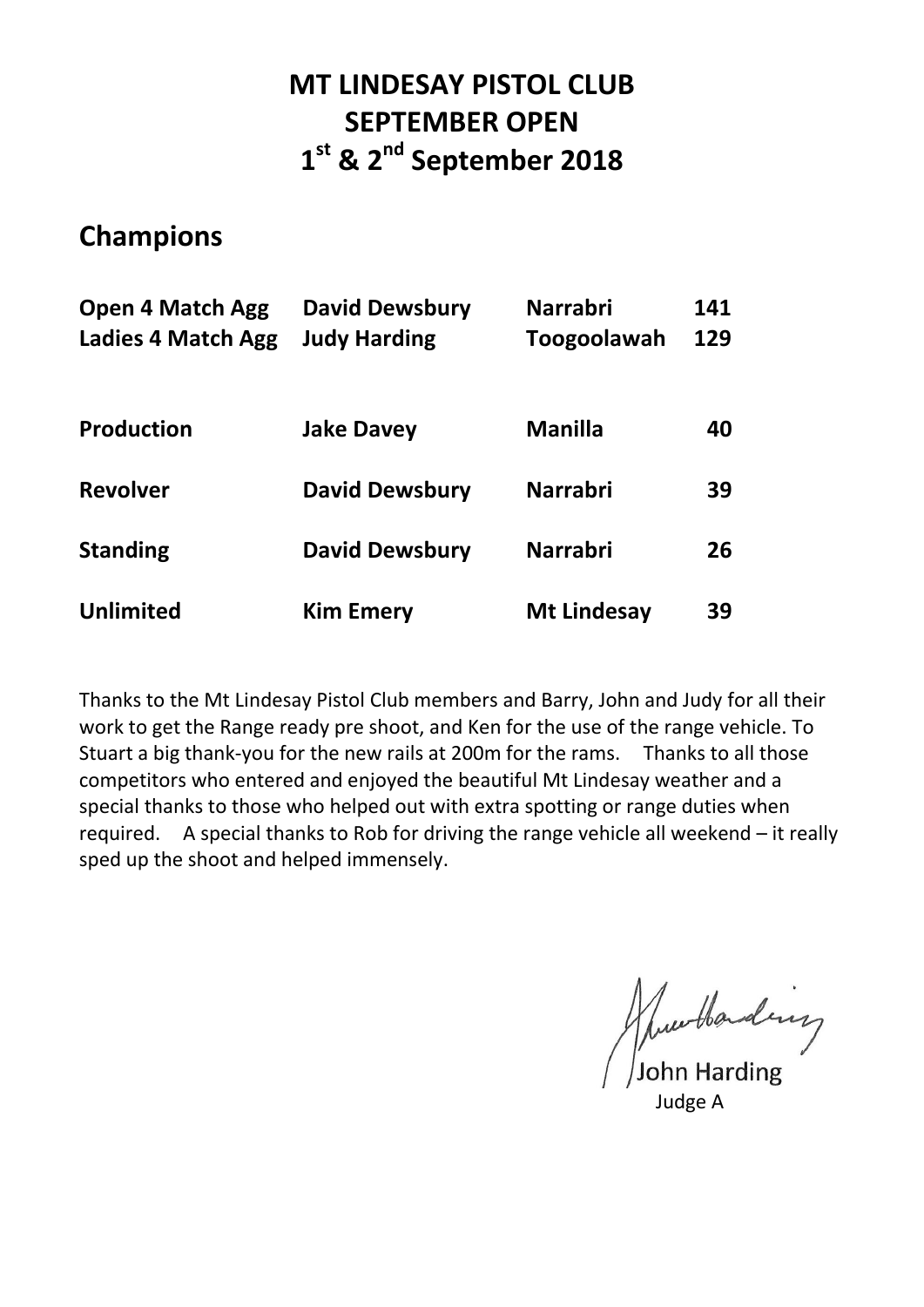# MT LINDESAY PISTOL CLUB
# SEPTEMBER OPEN
# 1st & 2nd September 2018

## Champions

| | | | |
|---|---|---|---|
| **Open 4 Match Agg** | **David Dewsbury** | **Narrabri** | **141** |
| **Ladies 4 Match Agg** | **Judy Harding** | **Toogoolawah** | **129** |
| **Production** | **Jake Davey** | **Manilla** | **40** |
| **Revolver** | **David Dewsbury** | **Narrabri** | **39** |
| **Standing** | **David Dewsbury** | **Narrabri** | **26** |
| **Unlimited** | **Kim Emery** | **Mt Lindesay** | **39** |

Thanks to the Mt Lindesay Pistol Club members and Barry, John and Judy for all their work to get the Range ready pre shoot, and Ken for the use of the range vehicle. To Stuart a big thank-you for the new rails at 200m for the rams. Thanks to all those competitors who entered and enjoyed the beautiful Mt Lindesay weather and a special thanks to those who helped out with extra spotting or range duties when required. A special thanks to Rob for driving the range vehicle all weekend – it really sped up the shoot and helped immensely.

John Harding
Judge A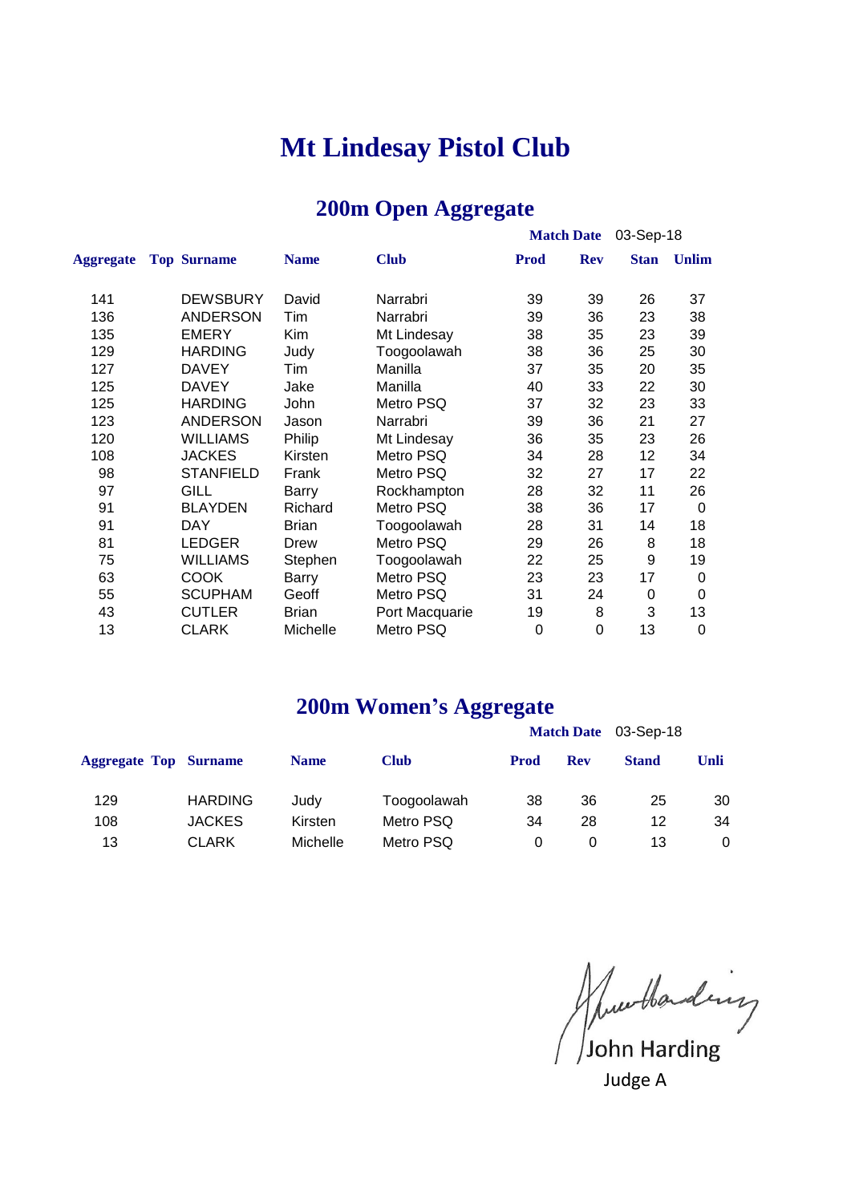# Mt Lindesay Pistol Club

## 200m Open Aggregate

**Match Date** 03-Sep-18

| Aggregate | Top | Surname | Name | Club | Prod | Rev | Stan | Unlim |
|---|---|---|---|---|---|---|---|---|
| 141 | | DEWSBURY | David | Narrabri | 39 | 39 | 26 | 37 |
| 136 | | ANDERSON | Tim | Narrabri | 39 | 36 | 23 | 38 |
| 135 | | EMERY | Kim | Mt Lindesay | 38 | 35 | 23 | 39 |
| 129 | | HARDING | Judy | Toogoolawah | 38 | 36 | 25 | 30 |
| 127 | | DAVEY | Tim | Manilla | 37 | 35 | 20 | 35 |
| 125 | | DAVEY | Jake | Manilla | 40 | 33 | 22 | 30 |
| 125 | | HARDING | John | Metro PSQ | 37 | 32 | 23 | 33 |
| 123 | | ANDERSON | Jason | Narrabri | 39 | 36 | 21 | 27 |
| 120 | | WILLIAMS | Philip | Mt Lindesay | 36 | 35 | 23 | 26 |
| 108 | | JACKES | Kirsten | Metro PSQ | 34 | 28 | 12 | 34 |
| 98 | | STANFIELD | Frank | Metro PSQ | 32 | 27 | 17 | 22 |
| 97 | | GILL | Barry | Rockhampton | 28 | 32 | 11 | 26 |
| 91 | | BLAYDEN | Richard | Metro PSQ | 38 | 36 | 17 | 0 |
| 91 | | DAY | Brian | Toogoolawah | 28 | 31 | 14 | 18 |
| 81 | | LEDGER | Drew | Metro PSQ | 29 | 26 | 8 | 18 |
| 75 | | WILLIAMS | Stephen | Toogoolawah | 22 | 25 | 9 | 19 |
| 63 | | COOK | Barry | Metro PSQ | 23 | 23 | 17 | 0 |
| 55 | | SCUPHAM | Geoff | Metro PSQ | 31 | 24 | 0 | 0 |
| 43 | | CUTLER | Brian | Port Macquarie | 19 | 8 | 3 | 13 |
| 13 | | CLARK | Michelle | Metro PSQ | 0 | 0 | 13 | 0 |

## 200m Women's Aggregate

**Match Date** 03-Sep-18

| Aggregate | Top | Surname | Name | Club | Prod | Rev | Stand | Unli |
|---|---|---|---|---|---|---|---|---|
| 129 | | HARDING | Judy | Toogoolawah | 38 | 36 | 25 | 30 |
| 108 | | JACKES | Kirsten | Metro PSQ | 34 | 28 | 12 | 34 |
| 13 | | CLARK | Michelle | Metro PSQ | 0 | 0 | 13 | 0 |

John Harding

Judge A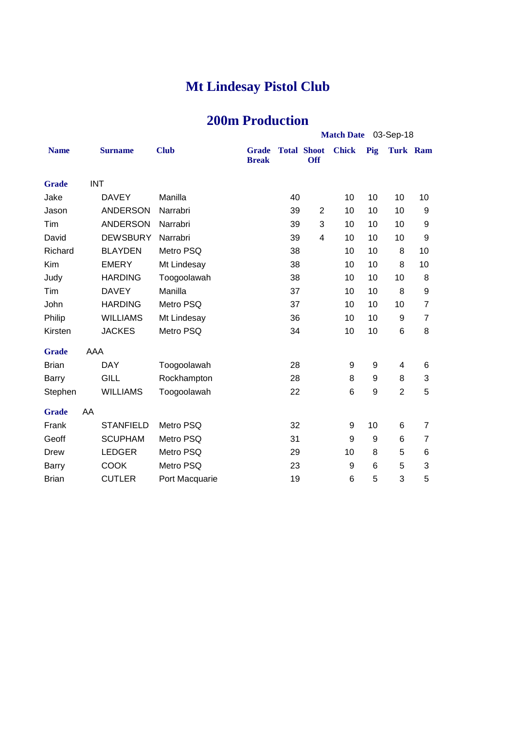# Mt Lindesay Pistol Club

## 200m Production

**Match Date** 03-Sep-18

| Name | Surname | Club | Grade Break | Total | Shoot Off | Chick | Pig | Turk | Ram |
|---|---|---|---|---|---|---|---|---|---|
| **Grade** | INT | | | | | | | | |
| Jake | DAVEY | Manilla | | 40 | | 10 | 10 | 10 | 10 |
| Jason | ANDERSON | Narrabri | | 39 | 2 | 10 | 10 | 10 | 9 |
| Tim | ANDERSON | Narrabri | | 39 | 3 | 10 | 10 | 10 | 9 |
| David | DEWSBURY | Narrabri | | 39 | 4 | 10 | 10 | 10 | 9 |
| Richard | BLAYDEN | Metro PSQ | | 38 | | 10 | 10 | 8 | 10 |
| Kim | EMERY | Mt Lindesay | | 38 | | 10 | 10 | 8 | 10 |
| Judy | HARDING | Toogoolawah | | 38 | | 10 | 10 | 10 | 8 |
| Tim | DAVEY | Manilla | | 37 | | 10 | 10 | 8 | 9 |
| John | HARDING | Metro PSQ | | 37 | | 10 | 10 | 10 | 7 |
| Philip | WILLIAMS | Mt Lindesay | | 36 | | 10 | 10 | 9 | 7 |
| Kirsten | JACKES | Metro PSQ | | 34 | | 10 | 10 | 6 | 8 |
| **Grade** | AAA | | | | | | | | |
| Brian | DAY | Toogoolawah | | 28 | | 9 | 9 | 4 | 6 |
| Barry | GILL | Rockhampton | | 28 | | 8 | 9 | 8 | 3 |
| Stephen | WILLIAMS | Toogoolawah | | 22 | | 6 | 9 | 2 | 5 |
| **Grade** | AA | | | | | | | | |
| Frank | STANFIELD | Metro PSQ | | 32 | | 9 | 10 | 6 | 7 |
| Geoff | SCUPHAM | Metro PSQ | | 31 | | 9 | 9 | 6 | 7 |
| Drew | LEDGER | Metro PSQ | | 29 | | 10 | 8 | 5 | 6 |
| Barry | COOK | Metro PSQ | | 23 | | 9 | 6 | 5 | 3 |
| Brian | CUTLER | Port Macquarie | | 19 | | 6 | 5 | 3 | 5 |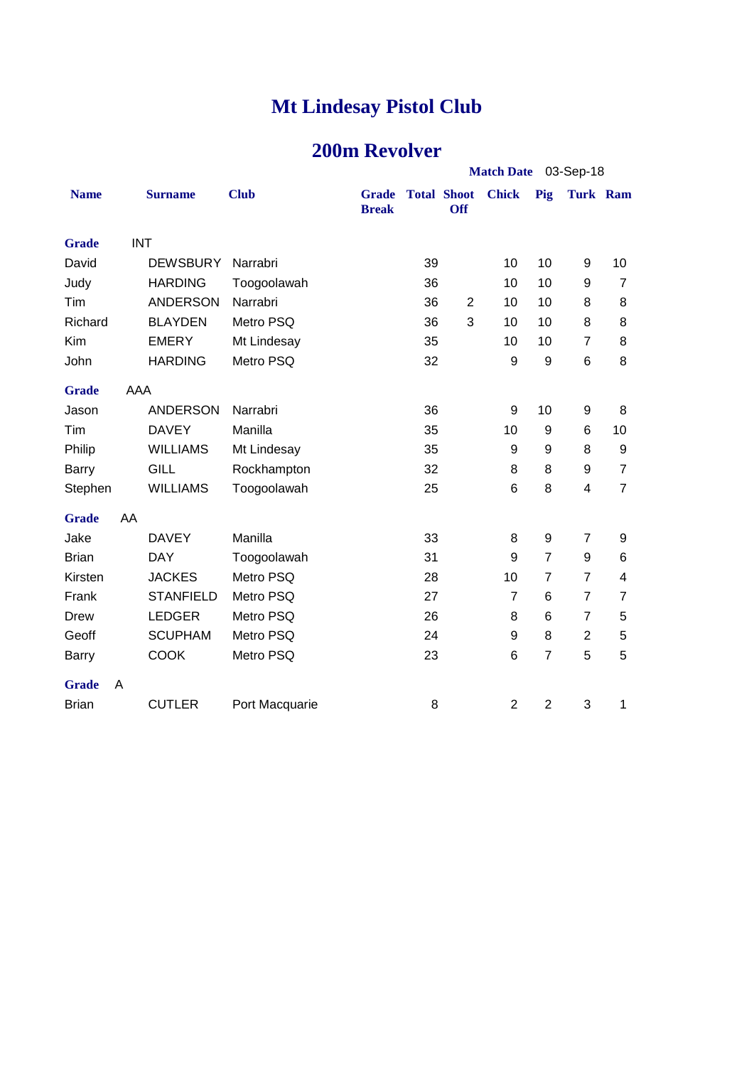# Mt Lindesay Pistol Club

## 200m Revolver

**Match Date** 03-Sep-18

| Name | Surname | Club | Grade Break | Total | Shoot Off | Chick | Pig | Turk | Ram |
|---|---|---|---|---|---|---|---|---|---|
| **Grade** INT | | | | | | | | | |
| David | DEWSBURY | Narrabri | | 39 | | 10 | 10 | 9 | 10 |
| Judy | HARDING | Toogoolawah | | 36 | | 10 | 10 | 9 | 7 |
| Tim | ANDERSON | Narrabri | | 36 | 2 | 10 | 10 | 8 | 8 |
| Richard | BLAYDEN | Metro PSQ | | 36 | 3 | 10 | 10 | 8 | 8 |
| Kim | EMERY | Mt Lindesay | | 35 | | 10 | 10 | 7 | 8 |
| John | HARDING | Metro PSQ | | 32 | | 9 | 9 | 6 | 8 |
| **Grade** AAA | | | | | | | | | |
| Jason | ANDERSON | Narrabri | | 36 | | 9 | 10 | 9 | 8 |
| Tim | DAVEY | Manilla | | 35 | | 10 | 9 | 6 | 10 |
| Philip | WILLIAMS | Mt Lindesay | | 35 | | 9 | 9 | 8 | 9 |
| Barry | GILL | Rockhampton | | 32 | | 8 | 8 | 9 | 7 |
| Stephen | WILLIAMS | Toogoolawah | | 25 | | 6 | 8 | 4 | 7 |
| **Grade** AA | | | | | | | | | |
| Jake | DAVEY | Manilla | | 33 | | 8 | 9 | 7 | 9 |
| Brian | DAY | Toogoolawah | | 31 | | 9 | 7 | 9 | 6 |
| Kirsten | JACKES | Metro PSQ | | 28 | | 10 | 7 | 7 | 4 |
| Frank | STANFIELD | Metro PSQ | | 27 | | 7 | 6 | 7 | 7 |
| Drew | LEDGER | Metro PSQ | | 26 | | 8 | 6 | 7 | 5 |
| Geoff | SCUPHAM | Metro PSQ | | 24 | | 9 | 8 | 2 | 5 |
| Barry | COOK | Metro PSQ | | 23 | | 6 | 7 | 5 | 5 |
| **Grade** A | | | | | | | | | |
| Brian | CUTLER | Port Macquarie | | 8 | | 2 | 2 | 3 | 1 |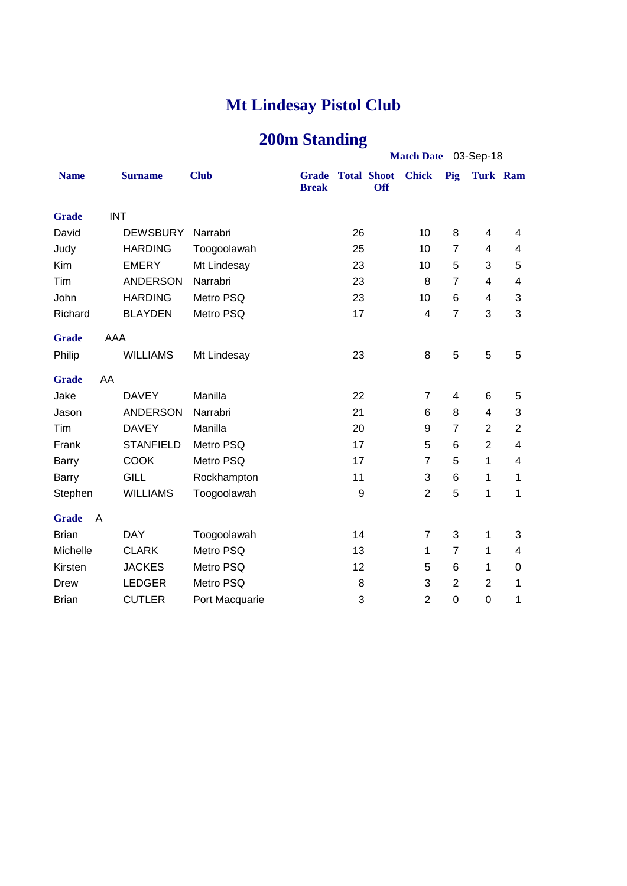# Mt Lindesay Pistol Club

## 200m Standing

**Match Date** 03-Sep-18

| Name | Surname | Club | Grade Break | Total | Shoot Off | Chick | Pig | Turk | Ram |
|---|---|---|---|---|---|---|---|---|---|
| **Grade** | INT | | | | | | | | |
| David | DEWSBURY | Narrabri | | 26 | | 10 | 8 | 4 | 4 |
| Judy | HARDING | Toogoolawah | | 25 | | 10 | 7 | 4 | 4 |
| Kim | EMERY | Mt Lindesay | | 23 | | 10 | 5 | 3 | 5 |
| Tim | ANDERSON | Narrabri | | 23 | | 8 | 7 | 4 | 4 |
| John | HARDING | Metro PSQ | | 23 | | 10 | 6 | 4 | 3 |
| Richard | BLAYDEN | Metro PSQ | | 17 | | 4 | 7 | 3 | 3 |
| **Grade** | AAA | | | | | | | | |
| Philip | WILLIAMS | Mt Lindesay | | 23 | | 8 | 5 | 5 | 5 |
| **Grade** | AA | | | | | | | | |
| Jake | DAVEY | Manilla | | 22 | | 7 | 4 | 6 | 5 |
| Jason | ANDERSON | Narrabri | | 21 | | 6 | 8 | 4 | 3 |
| Tim | DAVEY | Manilla | | 20 | | 9 | 7 | 2 | 2 |
| Frank | STANFIELD | Metro PSQ | | 17 | | 5 | 6 | 2 | 4 |
| Barry | COOK | Metro PSQ | | 17 | | 7 | 5 | 1 | 4 |
| Barry | GILL | Rockhampton | | 11 | | 3 | 6 | 1 | 1 |
| Stephen | WILLIAMS | Toogoolawah | | 9 | | 2 | 5 | 1 | 1 |
| **Grade** | A | | | | | | | | |
| Brian | DAY | Toogoolawah | | 14 | | 7 | 3 | 1 | 3 |
| Michelle | CLARK | Metro PSQ | | 13 | | 1 | 7 | 1 | 4 |
| Kirsten | JACKES | Metro PSQ | | 12 | | 5 | 6 | 1 | 0 |
| Drew | LEDGER | Metro PSQ | | 8 | | 3 | 2 | 2 | 1 |
| Brian | CUTLER | Port Macquarie | | 3 | | 2 | 0 | 0 | 1 |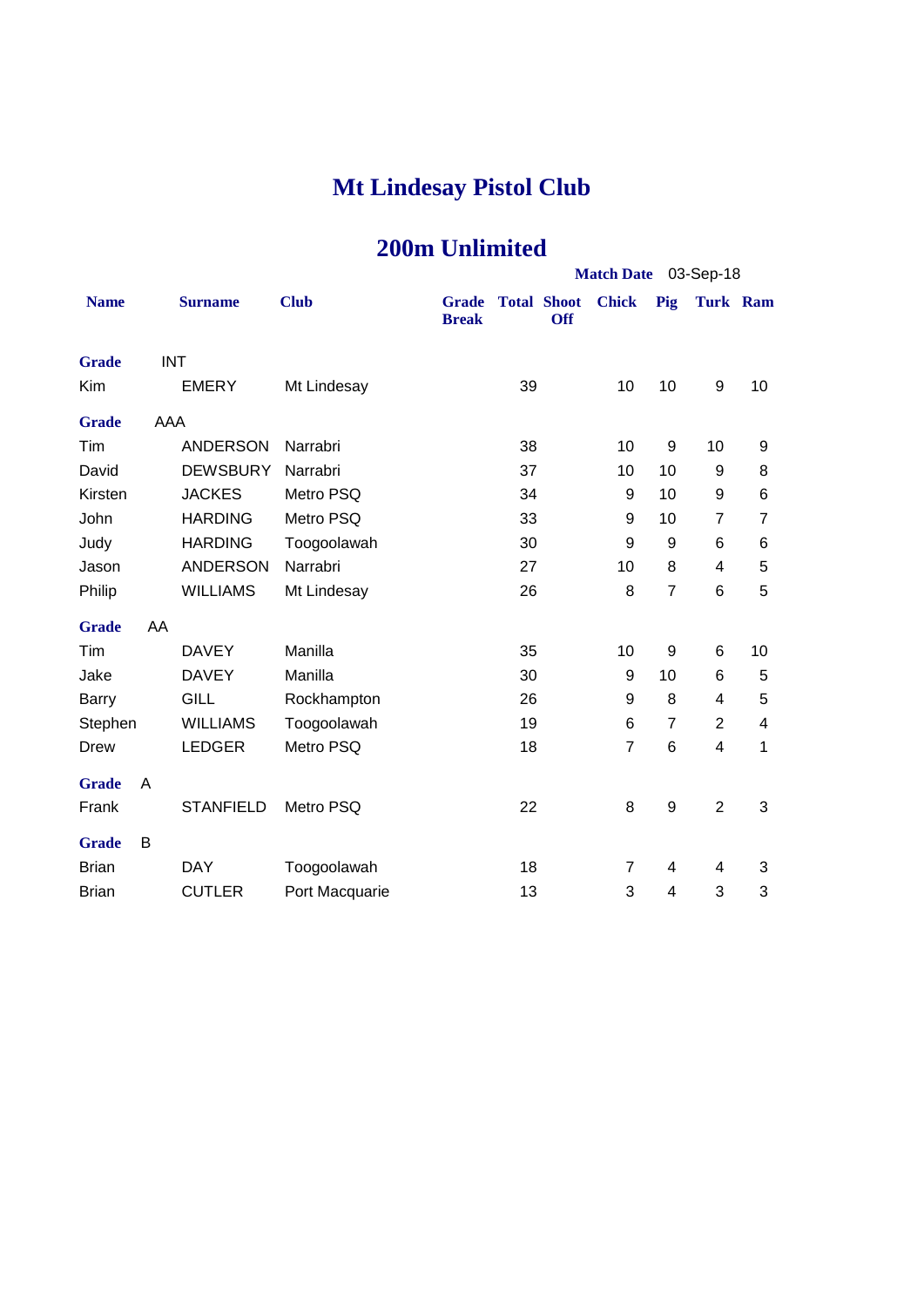# Mt Lindesay Pistol Club

## 200m Unlimited

**Match Date** 03-Sep-18

| Name | Surname | Club | Grade Break | Total | Shoot Off | Chick | Pig | Turk | Ram |
|---|---|---|---|---|---|---|---|---|---|
| **Grade** INT | | | | | | | | | |
| Kim | EMERY | Mt Lindesay | | 39 | | 10 | 10 | 9 | 10 |
| **Grade** AAA | | | | | | | | | |
| Tim | ANDERSON | Narrabri | | 38 | | 10 | 9 | 10 | 9 |
| David | DEWSBURY | Narrabri | | 37 | | 10 | 10 | 9 | 8 |
| Kirsten | JACKES | Metro PSQ | | 34 | | 9 | 10 | 9 | 6 |
| John | HARDING | Metro PSQ | | 33 | | 9 | 10 | 7 | 7 |
| Judy | HARDING | Toogoolawah | | 30 | | 9 | 9 | 6 | 6 |
| Jason | ANDERSON | Narrabri | | 27 | | 10 | 8 | 4 | 5 |
| Philip | WILLIAMS | Mt Lindesay | | 26 | | 8 | 7 | 6 | 5 |
| **Grade** AA | | | | | | | | | |
| Tim | DAVEY | Manilla | | 35 | | 10 | 9 | 6 | 10 |
| Jake | DAVEY | Manilla | | 30 | | 9 | 10 | 6 | 5 |
| Barry | GILL | Rockhampton | | 26 | | 9 | 8 | 4 | 5 |
| Stephen | WILLIAMS | Toogoolawah | | 19 | | 6 | 7 | 2 | 4 |
| Drew | LEDGER | Metro PSQ | | 18 | | 7 | 6 | 4 | 1 |
| **Grade** A | | | | | | | | | |
| Frank | STANFIELD | Metro PSQ | | 22 | | 8 | 9 | 2 | 3 |
| **Grade** B | | | | | | | | | |
| Brian | DAY | Toogoolawah | | 18 | | 7 | 4 | 4 | 3 |
| Brian | CUTLER | Port Macquarie | | 13 | | 3 | 4 | 3 | 3 |